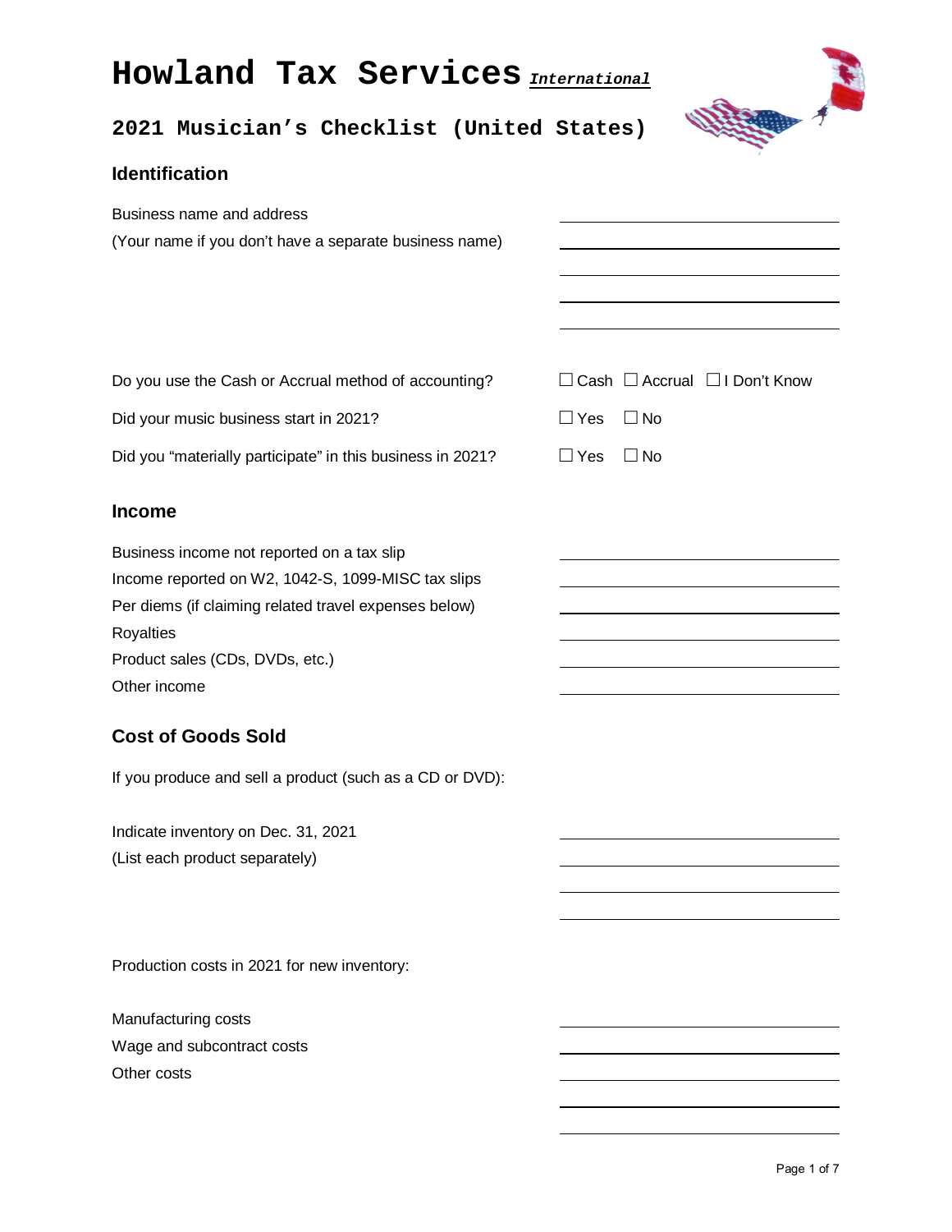# Howland Tax Services *International*

## 2021 Musician's Checklist (United States)

### Identification

Business name and address
(Your name if you don't have a separate business name)

_______________
_______________
_______________
_______________
_______________

Do you use the Cash or Accrual method of accounting? ☐ Cash ☐ Accrual ☐ I Don't Know

Did your music business start in 2021? ☐ Yes ☐ No

Did you "materially participate" in this business in 2021? ☐ Yes ☐ No

### Income

Business income not reported on a tax slip _______________

Income reported on W2, 1042-S, 1099-MISC tax slips _______________

Per diems (if claiming related travel expenses below) _______________

Royalties _______________

Product sales (CDs, DVDs, etc.) _______________

Other income _______________

### Cost of Goods Sold

If you produce and sell a product (such as a CD or DVD):

Indicate inventory on Dec. 31, 2021
(List each product separately)

_______________
_______________
_______________
_______________

Production costs in 2021 for new inventory:

Manufacturing costs _______________

Wage and subcontract costs _______________

Other costs _______________

_______________
_______________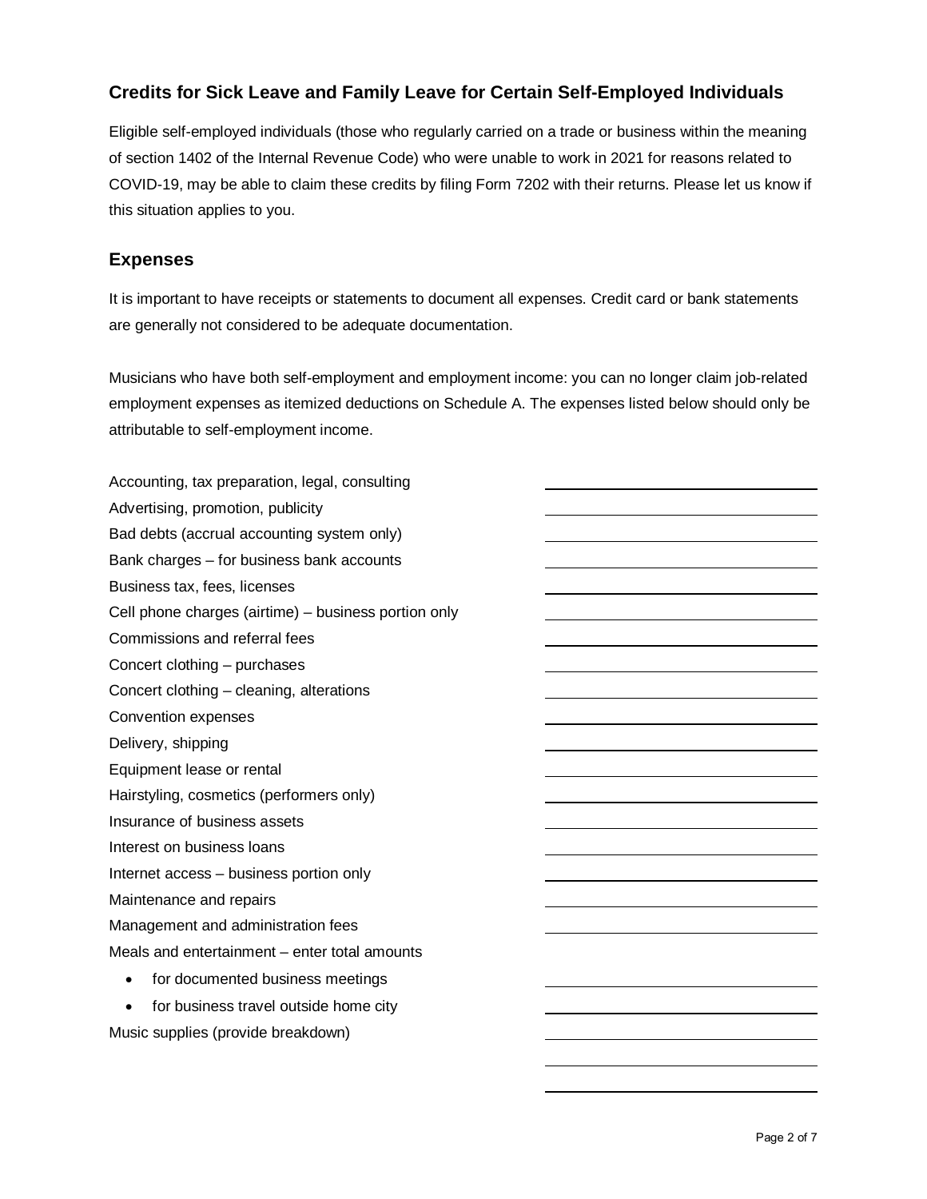## Credits for Sick Leave and Family Leave for Certain Self-Employed Individuals

Eligible self-employed individuals (those who regularly carried on a trade or business within the meaning of section 1402 of the Internal Revenue Code) who were unable to work in 2021 for reasons related to COVID-19, may be able to claim these credits by filing Form 7202 with their returns. Please let us know if this situation applies to you.

## Expenses

It is important to have receipts or statements to document all expenses. Credit card or bank statements are generally not considered to be adequate documentation.

Musicians who have both self-employment and employment income: you can no longer claim job-related employment expenses as itemized deductions on Schedule A. The expenses listed below should only be attributable to self-employment income.

| | |
|---|---|
| Accounting, tax preparation, legal, consulting | ______________ |
| Advertising, promotion, publicity | ______________ |
| Bad debts (accrual accounting system only) | ______________ |
| Bank charges – for business bank accounts | ______________ |
| Business tax, fees, licenses | ______________ |
| Cell phone charges (airtime) – business portion only | ______________ |
| Commissions and referral fees | ______________ |
| Concert clothing – purchases | ______________ |
| Concert clothing – cleaning, alterations | ______________ |
| Convention expenses | ______________ |
| Delivery, shipping | ______________ |
| Equipment lease or rental | ______________ |
| Hairstyling, cosmetics (performers only) | ______________ |
| Insurance of business assets | ______________ |
| Interest on business loans | ______________ |
| Internet access – business portion only | ______________ |
| Maintenance and repairs | ______________ |
| Management and administration fees | ______________ |
| Meals and entertainment – enter total amounts | |
| • for documented business meetings | ______________ |
| • for business travel outside home city | ______________ |
| Music supplies (provide breakdown) | ______________ |
| | ______________ |
| | ______________ |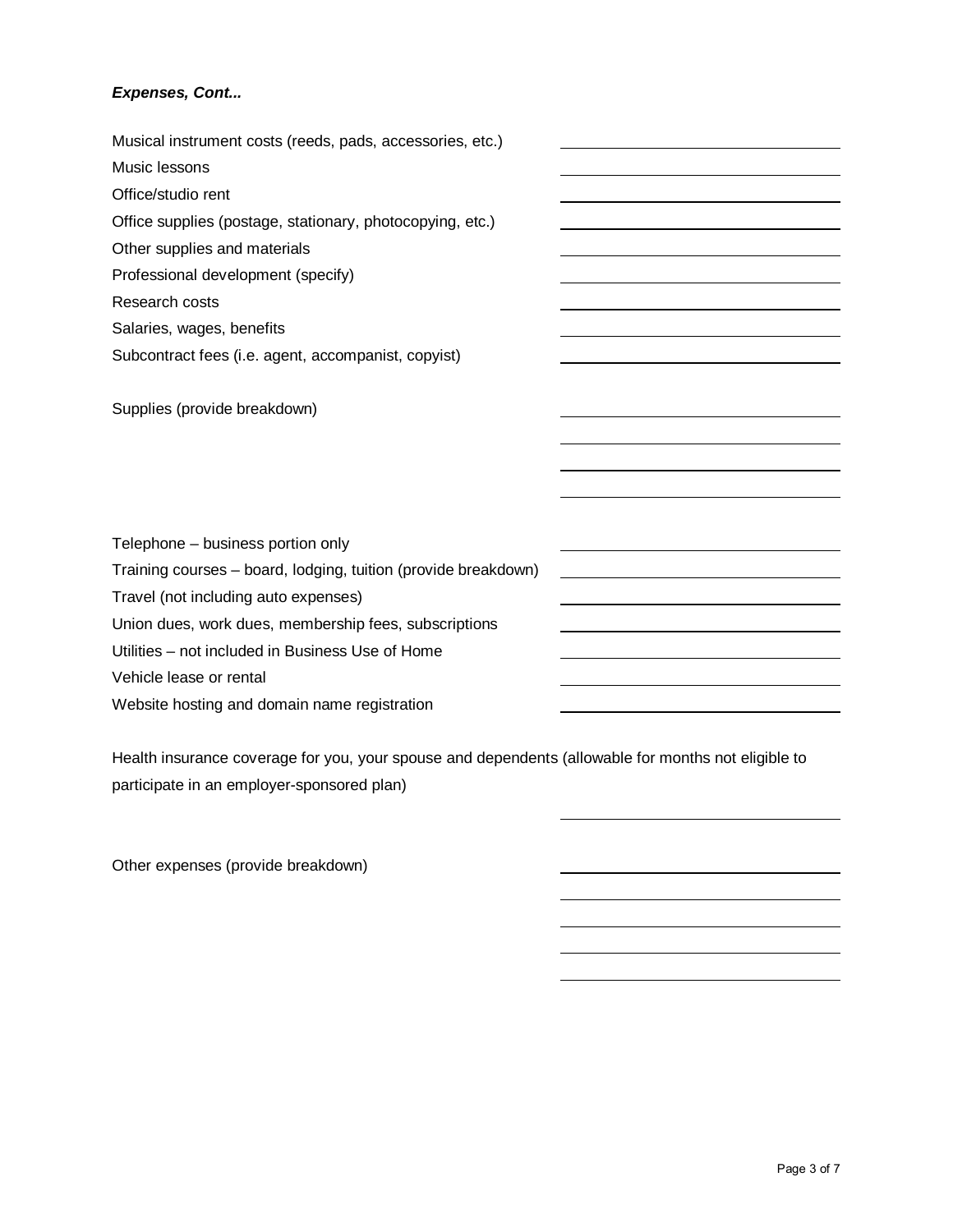***Expenses, Cont...***

Musical instrument costs (reeds, pads, accessories, etc.) \_\_\_\_\_\_\_\_\_\_\_\_\_\_\_\_\_\_\_\_

Music lessons \_\_\_\_\_\_\_\_\_\_\_\_\_\_\_\_\_\_\_\_

Office/studio rent \_\_\_\_\_\_\_\_\_\_\_\_\_\_\_\_\_\_\_\_

Office supplies (postage, stationary, photocopying, etc.) \_\_\_\_\_\_\_\_\_\_\_\_\_\_\_\_\_\_\_\_

Other supplies and materials \_\_\_\_\_\_\_\_\_\_\_\_\_\_\_\_\_\_\_\_

Professional development (specify) \_\_\_\_\_\_\_\_\_\_\_\_\_\_\_\_\_\_\_\_

Research costs \_\_\_\_\_\_\_\_\_\_\_\_\_\_\_\_\_\_\_\_

Salaries, wages, benefits \_\_\_\_\_\_\_\_\_\_\_\_\_\_\_\_\_\_\_\_

Subcontract fees (i.e. agent, accompanist, copyist) \_\_\_\_\_\_\_\_\_\_\_\_\_\_\_\_\_\_\_\_

Supplies (provide breakdown) \_\_\_\_\_\_\_\_\_\_\_\_\_\_\_\_\_\_\_\_

\_\_\_\_\_\_\_\_\_\_\_\_\_\_\_\_\_\_\_\_

\_\_\_\_\_\_\_\_\_\_\_\_\_\_\_\_\_\_\_\_

\_\_\_\_\_\_\_\_\_\_\_\_\_\_\_\_\_\_\_\_

Telephone – business portion only \_\_\_\_\_\_\_\_\_\_\_\_\_\_\_\_\_\_\_\_

Training courses – board, lodging, tuition (provide breakdown) \_\_\_\_\_\_\_\_\_\_\_\_\_\_\_\_\_\_\_\_

Travel (not including auto expenses) \_\_\_\_\_\_\_\_\_\_\_\_\_\_\_\_\_\_\_\_

Union dues, work dues, membership fees, subscriptions \_\_\_\_\_\_\_\_\_\_\_\_\_\_\_\_\_\_\_\_

Utilities – not included in Business Use of Home \_\_\_\_\_\_\_\_\_\_\_\_\_\_\_\_\_\_\_\_

Vehicle lease or rental \_\_\_\_\_\_\_\_\_\_\_\_\_\_\_\_\_\_\_\_

Website hosting and domain name registration \_\_\_\_\_\_\_\_\_\_\_\_\_\_\_\_\_\_\_\_

Health insurance coverage for you, your spouse and dependents (allowable for months not eligible to participate in an employer-sponsored plan)

\_\_\_\_\_\_\_\_\_\_\_\_\_\_\_\_\_\_\_\_

Other expenses (provide breakdown) \_\_\_\_\_\_\_\_\_\_\_\_\_\_\_\_\_\_\_\_

\_\_\_\_\_\_\_\_\_\_\_\_\_\_\_\_\_\_\_\_

\_\_\_\_\_\_\_\_\_\_\_\_\_\_\_\_\_\_\_\_

\_\_\_\_\_\_\_\_\_\_\_\_\_\_\_\_\_\_\_\_

\_\_\_\_\_\_\_\_\_\_\_\_\_\_\_\_\_\_\_\_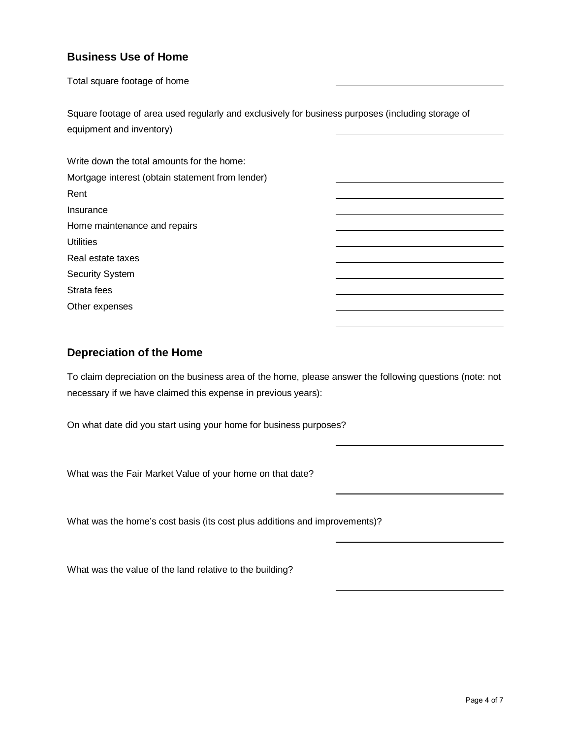## Business Use of Home

Total square footage of home ______________________

Square footage of area used regularly and exclusively for business purposes (including storage of equipment and inventory) ______________________

Write down the total amounts for the home:

Mortgage interest (obtain statement from lender) ______________________

Rent ______________________

Insurance ______________________

Home maintenance and repairs ______________________

Utilities ______________________

Real estate taxes ______________________

Security System ______________________

Strata fees ______________________

Other expenses ______________________

______________________

## Depreciation of the Home

To claim depreciation on the business area of the home, please answer the following questions (note: not necessary if we have claimed this expense in previous years):

On what date did you start using your home for business purposes?

______________________

What was the Fair Market Value of your home on that date?

______________________

What was the home's cost basis (its cost plus additions and improvements)?

______________________

What was the value of the land relative to the building?

______________________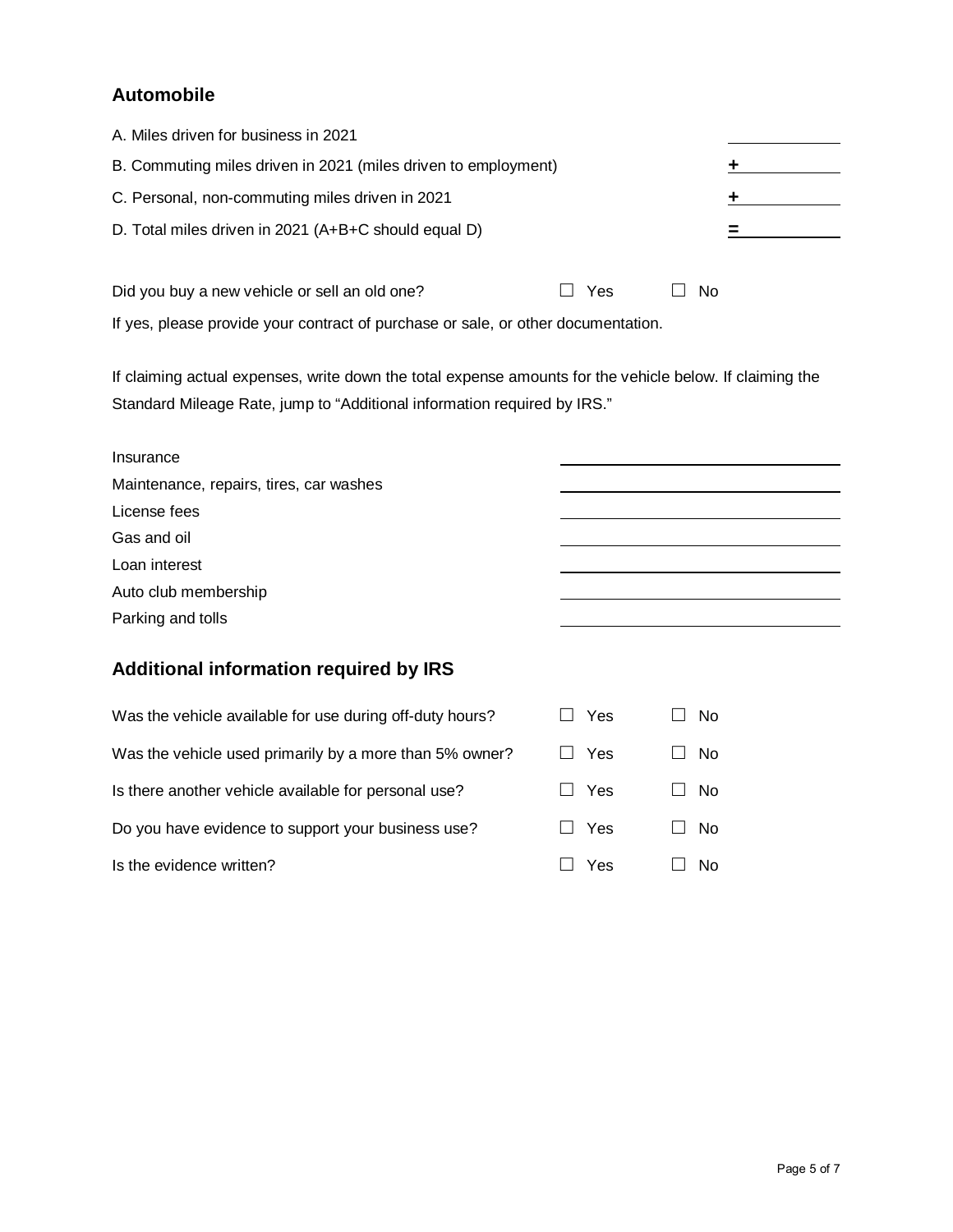## Automobile

| | |
|---|---|
| A. Miles driven for business in 2021 | |
| B. Commuting miles driven in 2021 (miles driven to employment) | + |
| C. Personal, non-commuting miles driven in 2021 | + |
| D. Total miles driven in 2021 (A+B+C should equal D) | = |

Did you buy a new vehicle or sell an old one? ☐ Yes ☐ No

If yes, please provide your contract of purchase or sale, or other documentation.

If claiming actual expenses, write down the total expense amounts for the vehicle below. If claiming the Standard Mileage Rate, jump to "Additional information required by IRS."

| | |
|---|---|
| Insurance | |
| Maintenance, repairs, tires, car washes | |
| License fees | |
| Gas and oil | |
| Loan interest | |
| Auto club membership | |
| Parking and tolls | |

## Additional information required by IRS

| | | |
|---|---|---|
| Was the vehicle available for use during off-duty hours? | ☐ Yes | ☐ No |
| Was the vehicle used primarily by a more than 5% owner? | ☐ Yes | ☐ No |
| Is there another vehicle available for personal use? | ☐ Yes | ☐ No |
| Do you have evidence to support your business use? | ☐ Yes | ☐ No |
| Is the evidence written? | ☐ Yes | ☐ No |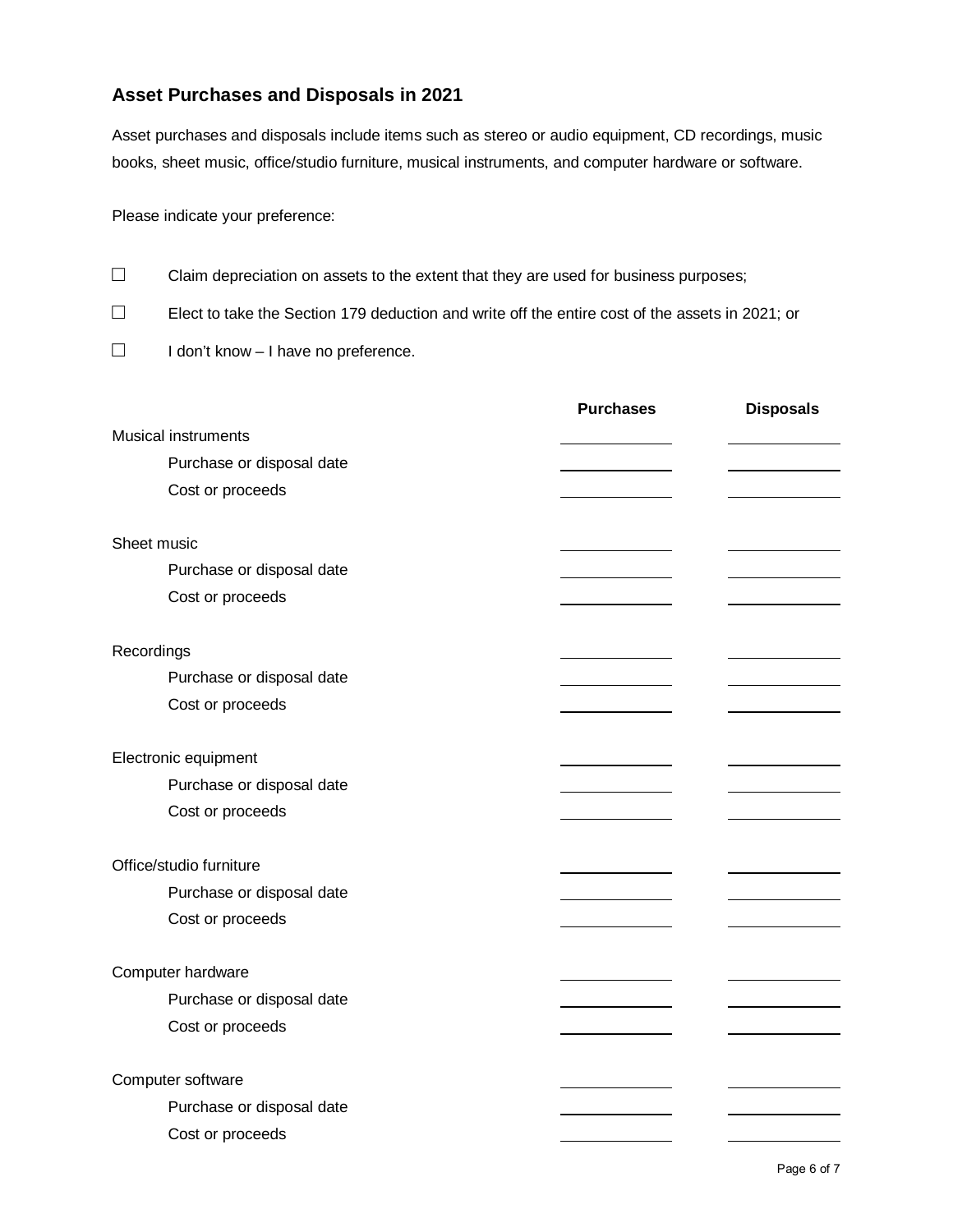## Asset Purchases and Disposals in 2021

Asset purchases and disposals include items such as stereo or audio equipment, CD recordings, music books, sheet music, office/studio furniture, musical instruments, and computer hardware or software.

Please indicate your preference:

- ☐ Claim depreciation on assets to the extent that they are used for business purposes;
- ☐ Elect to take the Section 179 deduction and write off the entire cost of the assets in 2021; or
- ☐ I don't know – I have no preference.

| | Purchases | Disposals |
|---|---|---|
| Musical instruments | | |
| Purchase or disposal date | | |
| Cost or proceeds | | |
| Sheet music | | |
| Purchase or disposal date | | |
| Cost or proceeds | | |
| Recordings | | |
| Purchase or disposal date | | |
| Cost or proceeds | | |
| Electronic equipment | | |
| Purchase or disposal date | | |
| Cost or proceeds | | |
| Office/studio furniture | | |
| Purchase or disposal date | | |
| Cost or proceeds | | |
| Computer hardware | | |
| Purchase or disposal date | | |
| Cost or proceeds | | |
| Computer software | | |
| Purchase or disposal date | | |
| Cost or proceeds | | |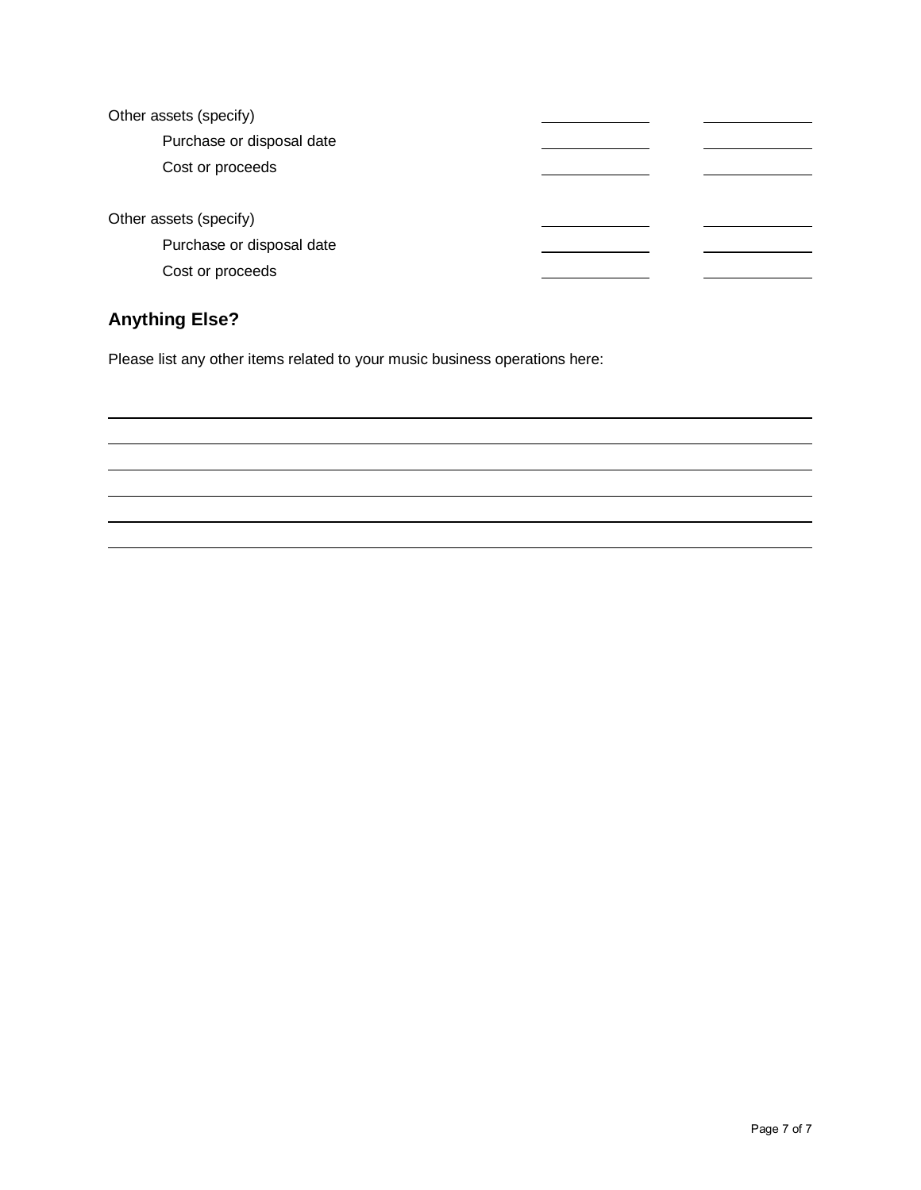| | | |
|---|---|---|
| Other assets (specify) | \_\_\_\_\_\_\_\_\_\_ | \_\_\_\_\_\_\_\_\_\_ |
| Purchase or disposal date | \_\_\_\_\_\_\_\_\_\_ | \_\_\_\_\_\_\_\_\_\_ |
| Cost or proceeds | \_\_\_\_\_\_\_\_\_\_ | \_\_\_\_\_\_\_\_\_\_ |
| Other assets (specify) | \_\_\_\_\_\_\_\_\_\_ | \_\_\_\_\_\_\_\_\_\_ |
| Purchase or disposal date | \_\_\_\_\_\_\_\_\_\_ | \_\_\_\_\_\_\_\_\_\_ |
| Cost or proceeds | \_\_\_\_\_\_\_\_\_\_ | \_\_\_\_\_\_\_\_\_\_ |

## Anything Else?

Please list any other items related to your music business operations here:

______________________________________________________________________

______________________________________________________________________

______________________________________________________________________

______________________________________________________________________

______________________________________________________________________

______________________________________________________________________